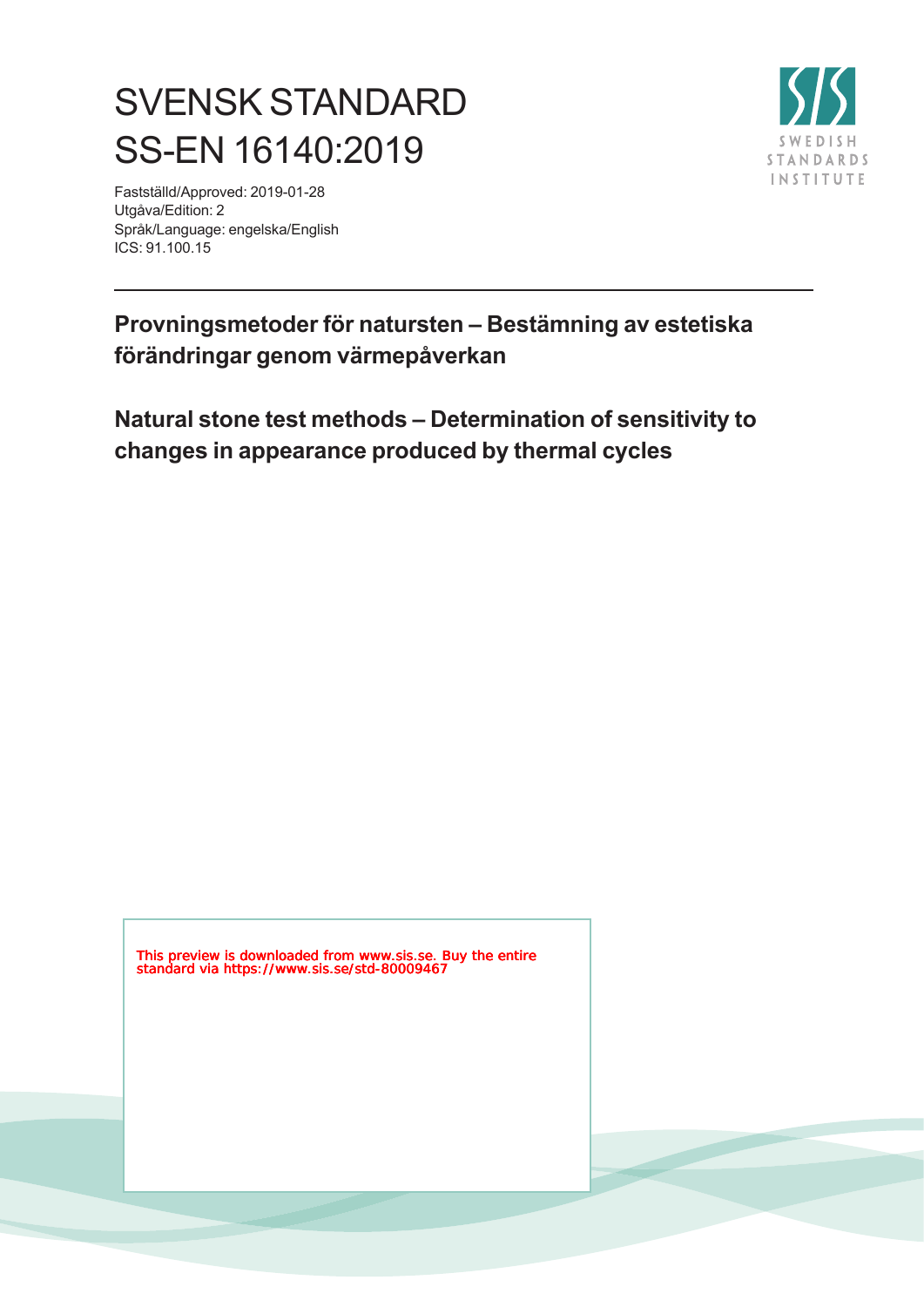# SVENSK STANDARD
# SS-EN 16140:2019

Fastställd/Approved: 2019-01-28
Utgåva/Edition: 2
Språk/Language: engelska/English
ICS: 91.100.15

**Provningsmetoder för natursten – Bestämning av estetiska förändringar genom värmepåverkan**

**Natural stone test methods – Determination of sensitivity to changes in appearance produced by thermal cycles**

This preview is downloaded from www.sis.se. Buy the entire standard via https://www.sis.se/std-80009467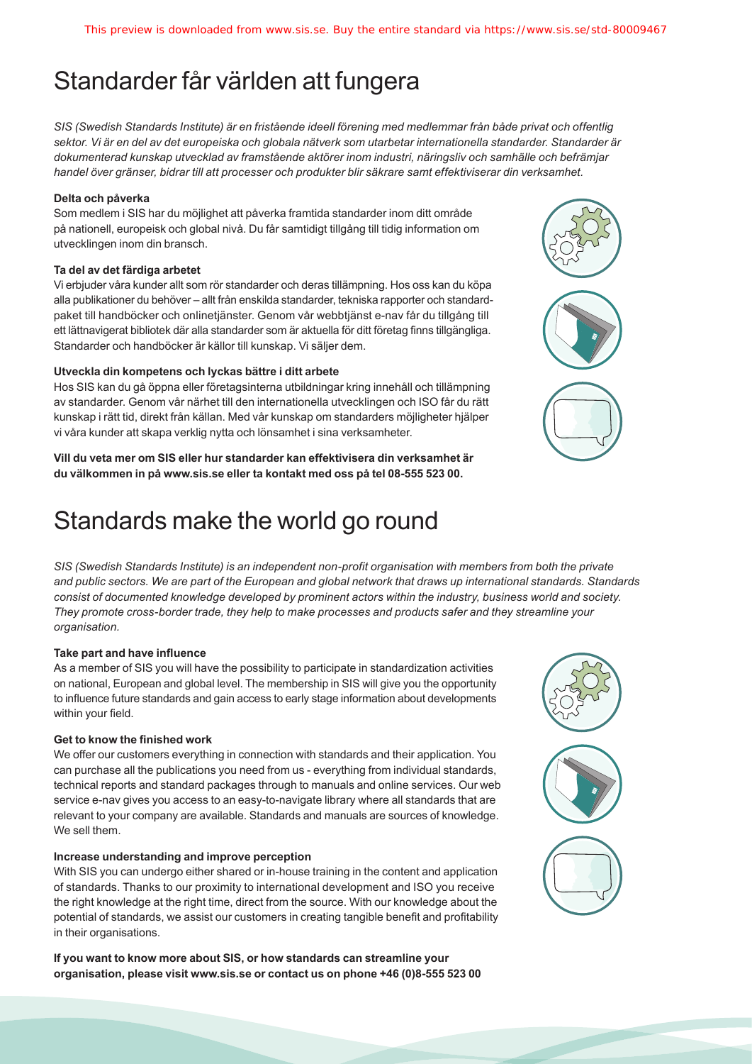# Standarder får världen att fungera

*SIS (Swedish Standards Institute) är en fristående ideell förening med medlemmar från både privat och offentlig sektor. Vi är en del av det europeiska och globala nätverk som utarbetar internationella standarder. Standarder är dokumenterad kunskap utvecklad av framstående aktörer inom industri, näringsliv och samhälle och befrämjar handel över gränser, bidrar till att processer och produkter blir säkrare samt effektiviserar din verksamhet.*

**Delta och påverka**

Som medlem i SIS har du möjlighet att påverka framtida standarder inom ditt område på nationell, europeisk och global nivå. Du får samtidigt tillgång till tidig information om utvecklingen inom din bransch.

**Ta del av det färdiga arbetet**

Vi erbjuder våra kunder allt som rör standarder och deras tillämpning. Hos oss kan du köpa alla publikationer du behöver – allt från enskilda standarder, tekniska rapporter och standardpaket till handböcker och onlinetjänster. Genom vår webbtjänst e-nav får du tillgång till ett lättnavigerat bibliotek där alla standarder som är aktuella för ditt företag finns tillgängliga. Standarder och handböcker är källor till kunskap. Vi säljer dem.

**Utveckla din kompetens och lyckas bättre i ditt arbete**

Hos SIS kan du gå öppna eller företagsinterna utbildningar kring innehåll och tillämpning av standarder. Genom vår närhet till den internationella utvecklingen och ISO får du rätt kunskap i rätt tid, direkt från källan. Med vår kunskap om standarders möjligheter hjälper vi våra kunder att skapa verklig nytta och lönsamhet i sina verksamheter.

**Vill du veta mer om SIS eller hur standarder kan effektivisera din verksamhet är du välkommen in på www.sis.se eller ta kontakt med oss på tel 08-555 523 00.**

# Standards make the world go round

*SIS (Swedish Standards Institute) is an independent non-profit organisation with members from both the private and public sectors. We are part of the European and global network that draws up international standards. Standards consist of documented knowledge developed by prominent actors within the industry, business world and society. They promote cross-border trade, they help to make processes and products safer and they streamline your organisation.*

**Take part and have influence**

As a member of SIS you will have the possibility to participate in standardization activities on national, European and global level. The membership in SIS will give you the opportunity to influence future standards and gain access to early stage information about developments within your field.

**Get to know the finished work**

We offer our customers everything in connection with standards and their application. You can purchase all the publications you need from us - everything from individual standards, technical reports and standard packages through to manuals and online services. Our web service e-nav gives you access to an easy-to-navigate library where all standards that are relevant to your company are available. Standards and manuals are sources of knowledge. We sell them.

**Increase understanding and improve perception**

With SIS you can undergo either shared or in-house training in the content and application of standards. Thanks to our proximity to international development and ISO you receive the right knowledge at the right time, direct from the source. With our knowledge about the potential of standards, we assist our customers in creating tangible benefit and profitability in their organisations.

**If you want to know more about SIS, or how standards can streamline your organisation, please visit www.sis.se or contact us on phone +46 (0)8-555 523 00**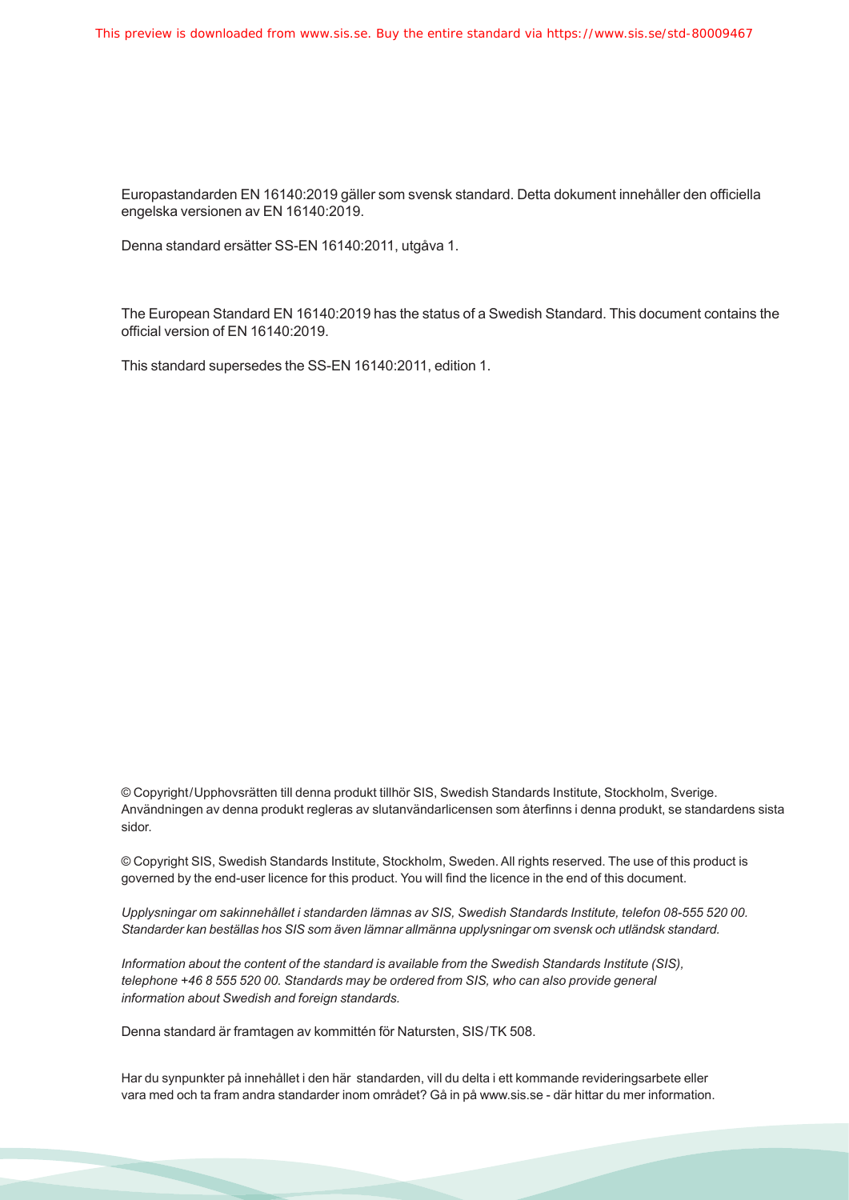Europastandarden EN 16140:2019 gäller som svensk standard. Detta dokument innehåller den officiella engelska versionen av EN 16140:2019.

Denna standard ersätter SS-EN 16140:2011, utgåva 1.

The European Standard EN 16140:2019 has the status of a Swedish Standard. This document contains the official version of EN 16140:2019.

This standard supersedes the SS-EN 16140:2011, edition 1.

© Copyright/Upphovsrätten till denna produkt tillhör SIS, Swedish Standards Institute, Stockholm, Sverige. Användningen av denna produkt regleras av slutanvändarlicensen som återfinns i denna produkt, se standardens sista sidor.

© Copyright SIS, Swedish Standards Institute, Stockholm, Sweden. All rights reserved. The use of this product is governed by the end-user licence for this product. You will find the licence in the end of this document.

*Upplysningar om sakinnehållet i standarden lämnas av SIS, Swedish Standards Institute, telefon 08-555 520 00. Standarder kan beställas hos SIS som även lämnar allmänna upplysningar om svensk och utländsk standard.*

*Information about the content of the standard is available from the Swedish Standards Institute (SIS), telephone +46 8 555 520 00. Standards may be ordered from SIS, who can also provide general information about Swedish and foreign standards.*

Denna standard är framtagen av kommittén för Natursten, SIS/TK 508.

Har du synpunkter på innehållet i den här standarden, vill du delta i ett kommande revideringsarbete eller vara med och ta fram andra standarder inom området? Gå in på www.sis.se - där hittar du mer information.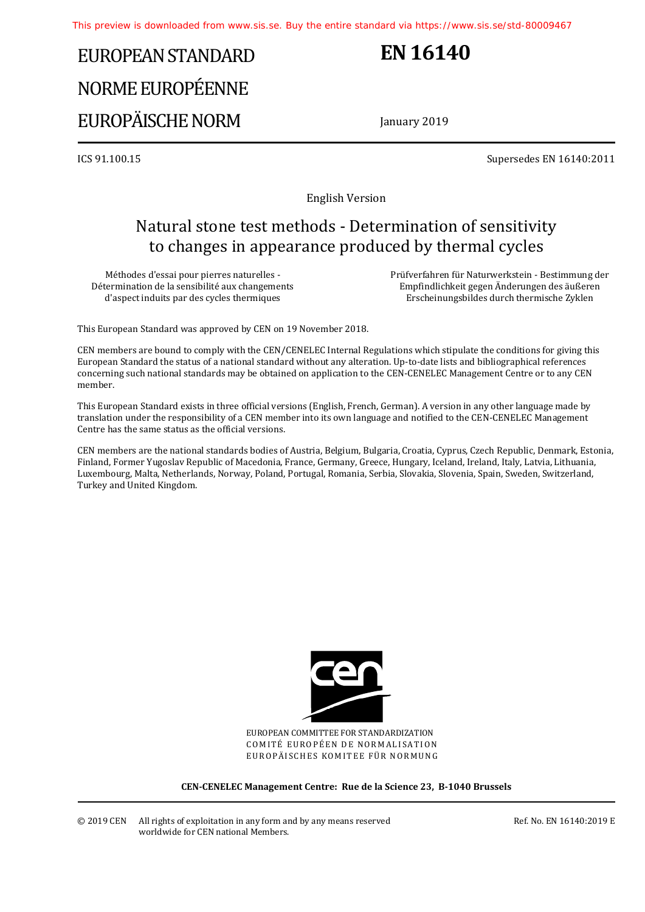# EUROPEAN STANDARD
# NORME EUROPÉENNE
# EUROPÄISCHE NORM

# EN 16140

January 2019

ICS 91.100.15

Supersedes EN 16140:2011

English Version

## Natural stone test methods - Determination of sensitivity to changes in appearance produced by thermal cycles

Méthodes d'essai pour pierres naturelles - Détermination de la sensibilité aux changements d'aspect induits par des cycles thermiques

Prüfverfahren für Naturwerkstein - Bestimmung der Empfindlichkeit gegen Änderungen des äußeren Erscheinungsbildes durch thermische Zyklen

This European Standard was approved by CEN on 19 November 2018.

CEN members are bound to comply with the CEN/CENELEC Internal Regulations which stipulate the conditions for giving this European Standard the status of a national standard without any alteration. Up-to-date lists and bibliographical references concerning such national standards may be obtained on application to the CEN-CENELEC Management Centre or to any CEN member.

This European Standard exists in three official versions (English, French, German). A version in any other language made by translation under the responsibility of a CEN member into its own language and notified to the CEN-CENELEC Management Centre has the same status as the official versions.

CEN members are the national standards bodies of Austria, Belgium, Bulgaria, Croatia, Cyprus, Czech Republic, Denmark, Estonia, Finland, Former Yugoslav Republic of Macedonia, France, Germany, Greece, Hungary, Iceland, Ireland, Italy, Latvia, Lithuania, Luxembourg, Malta, Netherlands, Norway, Poland, Portugal, Romania, Serbia, Slovakia, Slovenia, Spain, Sweden, Switzerland, Turkey and United Kingdom.

EUROPEAN COMMITTEE FOR STANDARDIZATION
COMITÉ EUROPÉEN DE NORMALISATION
EUROPÄISCHES KOMITEE FÜR NORMUNG

**CEN-CENELEC Management Centre: Rue de la Science 23, B-1040 Brussels**

© 2019 CEN All rights of exploitation in any form and by any means reserved worldwide for CEN national Members.

Ref. No. EN 16140:2019 E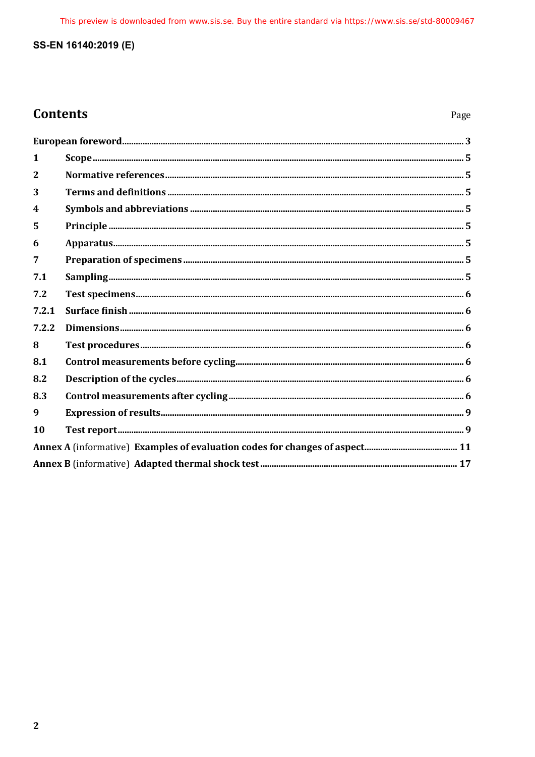# Contents

Page

| | | |
|---|---|---|
| **European foreword** | | **3** |
| **1** | **Scope** | **5** |
| **2** | **Normative references** | **5** |
| **3** | **Terms and definitions** | **5** |
| **4** | **Symbols and abbreviations** | **5** |
| **5** | **Principle** | **5** |
| **6** | **Apparatus** | **5** |
| **7** | **Preparation of specimens** | **5** |
| **7.1** | **Sampling** | **5** |
| **7.2** | **Test specimens** | **6** |
| **7.2.1** | **Surface finish** | **6** |
| **7.2.2** | **Dimensions** | **6** |
| **8** | **Test procedures** | **6** |
| **8.1** | **Control measurements before cycling** | **6** |
| **8.2** | **Description of the cycles** | **6** |
| **8.3** | **Control measurements after cycling** | **6** |
| **9** | **Expression of results** | **9** |
| **10** | **Test report** | **9** |
| **Annex A** (informative) | **Examples of evaluation codes for changes of aspect** | **11** |
| **Annex B** (informative) | **Adapted thermal shock test** | **17** |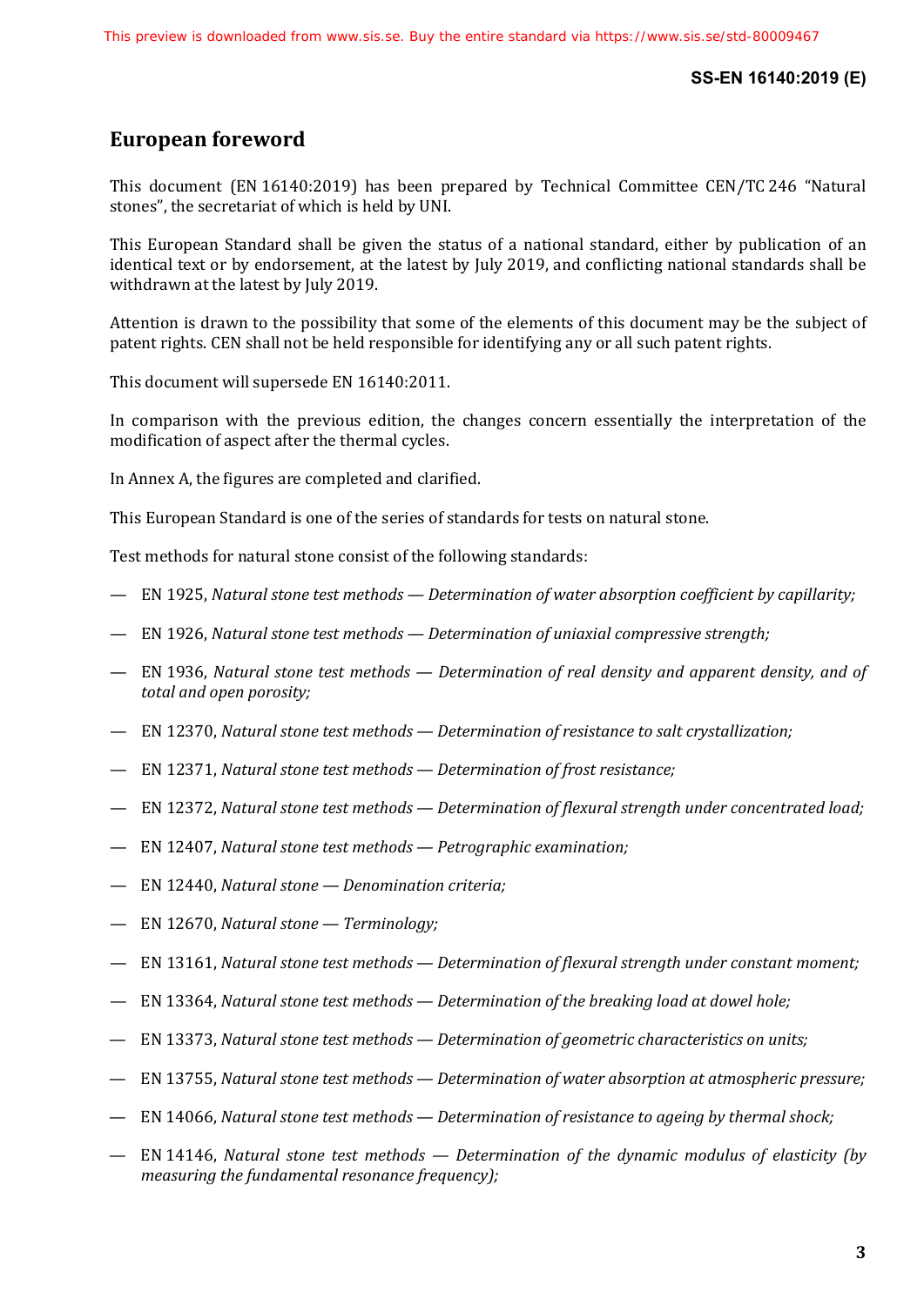# European foreword

This document (EN 16140:2019) has been prepared by Technical Committee CEN/TC 246 “Natural stones”, the secretariat of which is held by UNI.

This European Standard shall be given the status of a national standard, either by publication of an identical text or by endorsement, at the latest by July 2019, and conflicting national standards shall be withdrawn at the latest by July 2019.

Attention is drawn to the possibility that some of the elements of this document may be the subject of patent rights. CEN shall not be held responsible for identifying any or all such patent rights.

This document will supersede EN 16140:2011.

In comparison with the previous edition, the changes concern essentially the interpretation of the modification of aspect after the thermal cycles.

In Annex A, the figures are completed and clarified.

This European Standard is one of the series of standards for tests on natural stone.

Test methods for natural stone consist of the following standards:

- EN 1925, *Natural stone test methods — Determination of water absorption coefficient by capillarity;*
- EN 1926, *Natural stone test methods — Determination of uniaxial compressive strength;*
- EN 1936, *Natural stone test methods — Determination of real density and apparent density, and of total and open porosity;*
- EN 12370, *Natural stone test methods — Determination of resistance to salt crystallization;*
- EN 12371, *Natural stone test methods — Determination of frost resistance;*
- EN 12372, *Natural stone test methods — Determination of flexural strength under concentrated load;*
- EN 12407, *Natural stone test methods — Petrographic examination;*
- EN 12440, *Natural stone — Denomination criteria;*
- EN 12670, *Natural stone — Terminology;*
- EN 13161, *Natural stone test methods — Determination of flexural strength under constant moment;*
- EN 13364, *Natural stone test methods — Determination of the breaking load at dowel hole;*
- EN 13373, *Natural stone test methods — Determination of geometric characteristics on units;*
- EN 13755, *Natural stone test methods — Determination of water absorption at atmospheric pressure;*
- EN 14066, *Natural stone test methods — Determination of resistance to ageing by thermal shock;*
- EN 14146, *Natural stone test methods — Determination of the dynamic modulus of elasticity (by measuring the fundamental resonance frequency);*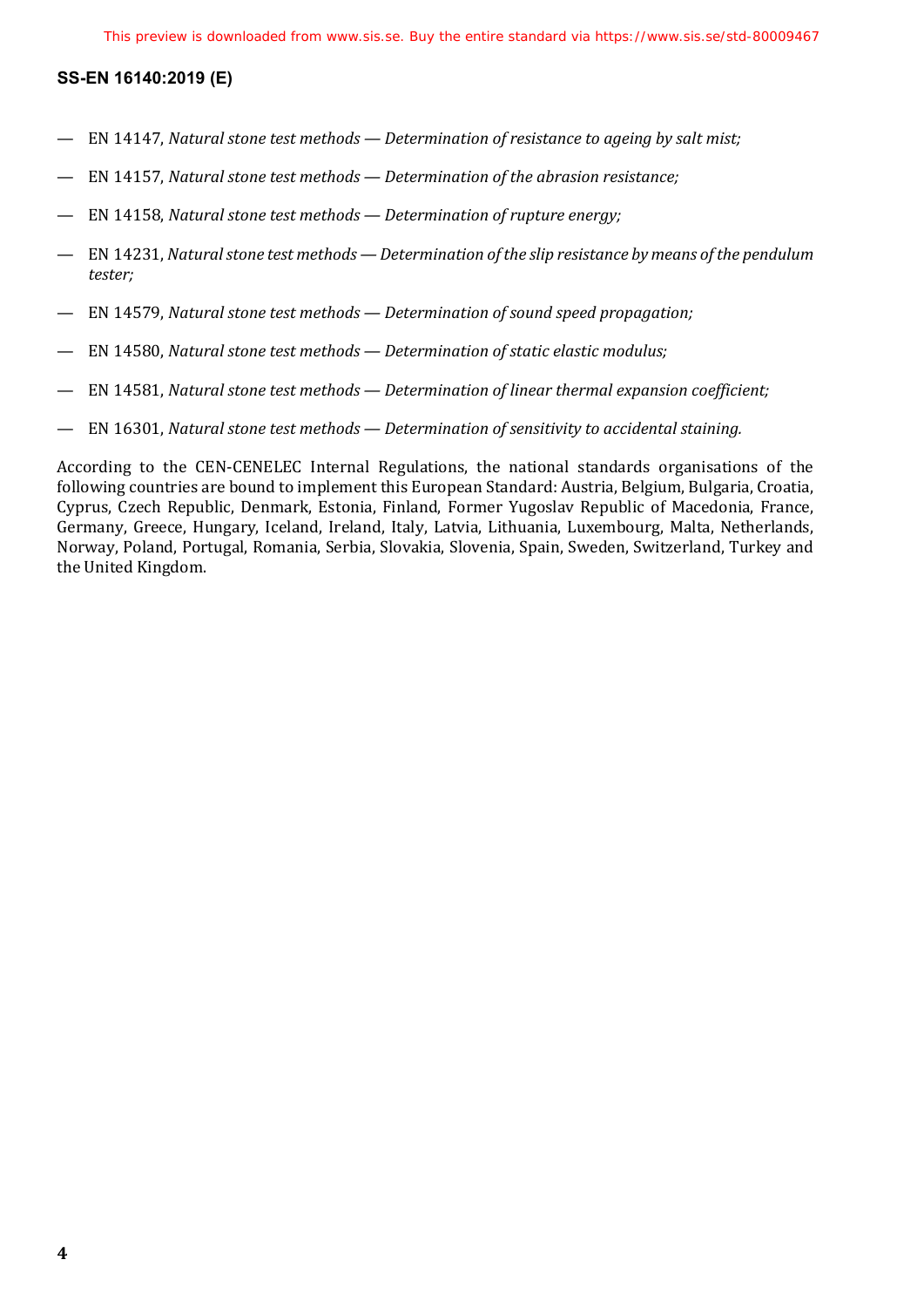— EN 14147, *Natural stone test methods — Determination of resistance to ageing by salt mist;*

— EN 14157, *Natural stone test methods — Determination of the abrasion resistance;*

— EN 14158, *Natural stone test methods — Determination of rupture energy;*

— EN 14231, *Natural stone test methods — Determination of the slip resistance by means of the pendulum tester;*

— EN 14579, *Natural stone test methods — Determination of sound speed propagation;*

— EN 14580, *Natural stone test methods — Determination of static elastic modulus;*

— EN 14581, *Natural stone test methods — Determination of linear thermal expansion coefficient;*

— EN 16301, *Natural stone test methods — Determination of sensitivity to accidental staining.*

According to the CEN-CENELEC Internal Regulations, the national standards organisations of the following countries are bound to implement this European Standard: Austria, Belgium, Bulgaria, Croatia, Cyprus, Czech Republic, Denmark, Estonia, Finland, Former Yugoslav Republic of Macedonia, France, Germany, Greece, Hungary, Iceland, Ireland, Italy, Latvia, Lithuania, Luxembourg, Malta, Netherlands, Norway, Poland, Portugal, Romania, Serbia, Slovakia, Slovenia, Spain, Sweden, Switzerland, Turkey and the United Kingdom.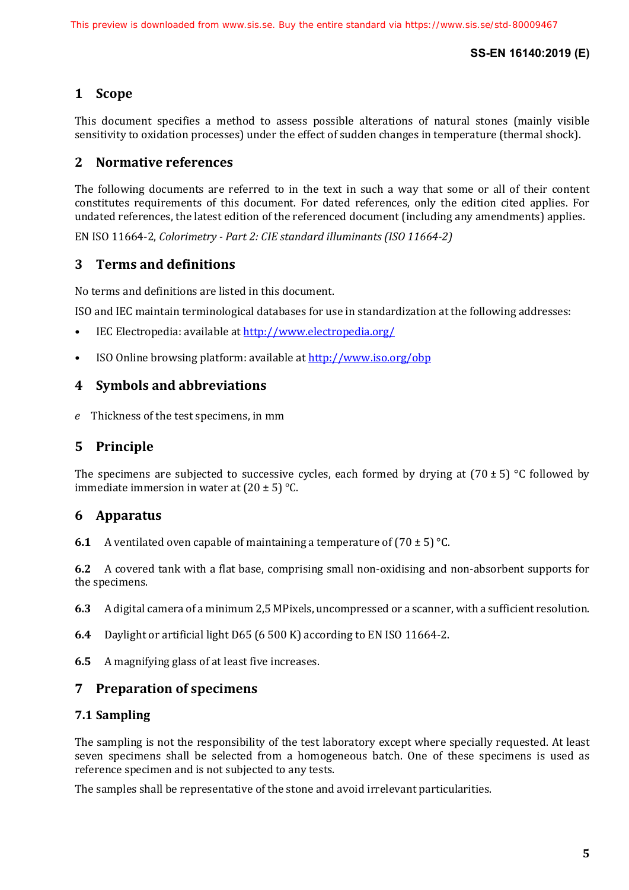## 1 Scope

This document specifies a method to assess possible alterations of natural stones (mainly visible sensitivity to oxidation processes) under the effect of sudden changes in temperature (thermal shock).

## 2 Normative references

The following documents are referred to in the text in such a way that some or all of their content constitutes requirements of this document. For dated references, only the edition cited applies. For undated references, the latest edition of the referenced document (including any amendments) applies.

EN ISO 11664-2, *Colorimetry - Part 2: CIE standard illuminants (ISO 11664-2)*

## 3 Terms and definitions

No terms and definitions are listed in this document.

ISO and IEC maintain terminological databases for use in standardization at the following addresses:

- IEC Electropedia: available at http://www.electropedia.org/
- ISO Online browsing platform: available at http://www.iso.org/obp

## 4 Symbols and abbreviations

*e* Thickness of the test specimens, in mm

## 5 Principle

The specimens are subjected to successive cycles, each formed by drying at (70 ± 5) °C followed by immediate immersion in water at (20 ± 5) °C.

## 6 Apparatus

**6.1** A ventilated oven capable of maintaining a temperature of (70 ± 5) °C.

**6.2** A covered tank with a flat base, comprising small non-oxidising and non-absorbent supports for the specimens.

**6.3** A digital camera of a minimum 2,5 MPixels, uncompressed or a scanner, with a sufficient resolution.

**6.4** Daylight or artificial light D65 (6 500 K) according to EN ISO 11664-2.

**6.5** A magnifying glass of at least five increases.

## 7 Preparation of specimens

### 7.1 Sampling

The sampling is not the responsibility of the test laboratory except where specially requested. At least seven specimens shall be selected from a homogeneous batch. One of these specimens is used as reference specimen and is not subjected to any tests.

The samples shall be representative of the stone and avoid irrelevant particularities.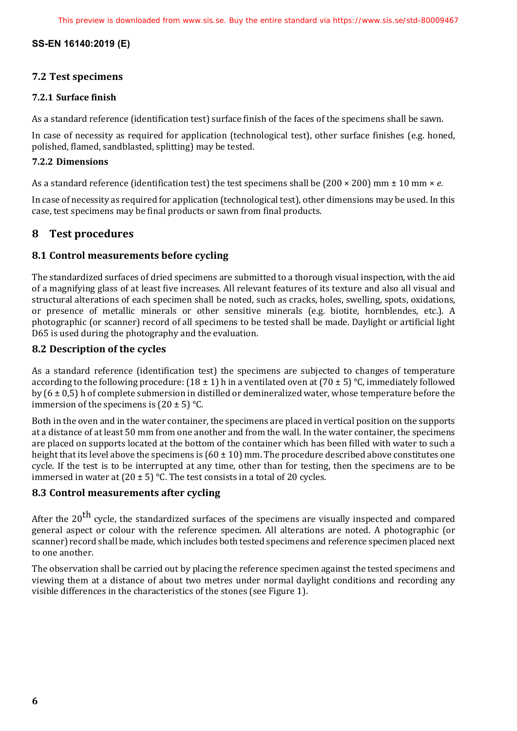### 7.2 Test specimens

#### 7.2.1 Surface finish

As a standard reference (identification test) surface finish of the faces of the specimens shall be sawn.

In case of necessity as required for application (technological test), other surface finishes (e.g. honed, polished, flamed, sandblasted, splitting) may be tested.

#### 7.2.2 Dimensions

As a standard reference (identification test) the test specimens shall be (200 × 200) mm ± 10 mm × *e*.

In case of necessity as required for application (technological test), other dimensions may be used. In this case, test specimens may be final products or sawn from final products.

## 8 Test procedures

### 8.1 Control measurements before cycling

The standardized surfaces of dried specimens are submitted to a thorough visual inspection, with the aid of a magnifying glass of at least five increases. All relevant features of its texture and also all visual and structural alterations of each specimen shall be noted, such as cracks, holes, swelling, spots, oxidations, or presence of metallic minerals or other sensitive minerals (e.g. biotite, hornblendes, etc.). A photographic (or scanner) record of all specimens to be tested shall be made. Daylight or artificial light D65 is used during the photography and the evaluation.

### 8.2 Description of the cycles

As a standard reference (identification test) the specimens are subjected to changes of temperature according to the following procedure: (18 ± 1) h in a ventilated oven at (70 ± 5) °C, immediately followed by (6 ± 0,5) h of complete submersion in distilled or demineralized water, whose temperature before the immersion of the specimens is (20 ± 5) °C.

Both in the oven and in the water container, the specimens are placed in vertical position on the supports at a distance of at least 50 mm from one another and from the wall. In the water container, the specimens are placed on supports located at the bottom of the container which has been filled with water to such a height that its level above the specimens is (60 ± 10) mm. The procedure described above constitutes one cycle. If the test is to be interrupted at any time, other than for testing, then the specimens are to be immersed in water at (20 ± 5) °C. The test consists in a total of 20 cycles.

### 8.3 Control measurements after cycling

After the 20$^{th}$ cycle, the standardized surfaces of the specimens are visually inspected and compared general aspect or colour with the reference specimen. All alterations are noted. A photographic (or scanner) record shall be made, which includes both tested specimens and reference specimen placed next to one another.

The observation shall be carried out by placing the reference specimen against the tested specimens and viewing them at a distance of about two metres under normal daylight conditions and recording any visible differences in the characteristics of the stones (see Figure 1).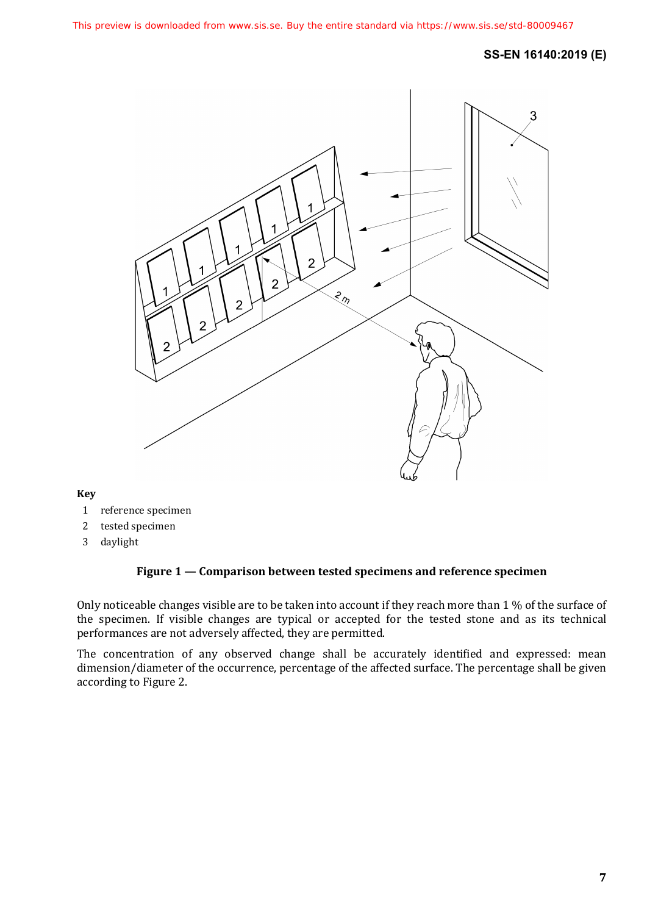1 1 1 1 1
2 2 2 2 2
3
2 m

**Key**

1 reference specimen

2 tested specimen

3 daylight

**Figure 1 — Comparison between tested specimens and reference specimen**

Only noticeable changes visible are to be taken into account if they reach more than 1 % of the surface of the specimen. If visible changes are typical or accepted for the tested stone and as its technical performances are not adversely affected, they are permitted.

The concentration of any observed change shall be accurately identified and expressed: mean dimension/diameter of the occurrence, percentage of the affected surface. The percentage shall be given according to Figure 2.